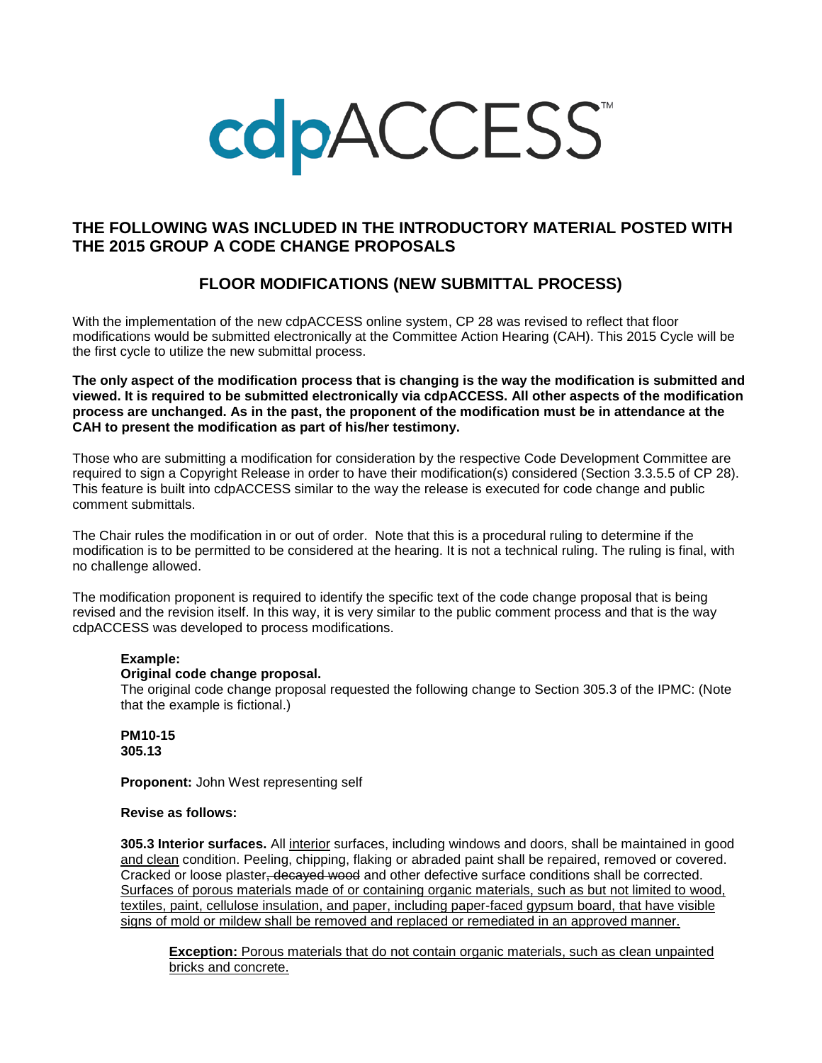# cdpACCESS™

## THE FOLLOWING WAS INCLUDED IN THE INTRODUCTORY MATERIAL POSTED WITH THE 2015 GROUP A CODE CHANGE PROPOSALS

### FLOOR MODIFICATIONS (NEW SUBMITTAL PROCESS)

With the implementation of the new cdpACCESS online system, CP 28 was revised to reflect that floor modifications would be submitted electronically at the Committee Action Hearing (CAH). This 2015 Cycle will be the first cycle to utilize the new submittal process.

**The only aspect of the modification process that is changing is the way the modification is submitted and viewed. It is required to be submitted electronically via cdpACCESS. All other aspects of the modification process are unchanged. As in the past, the proponent of the modification must be in attendance at the CAH to present the modification as part of his/her testimony.**

Those who are submitting a modification for consideration by the respective Code Development Committee are required to sign a Copyright Release in order to have their modification(s) considered (Section 3.3.5.5 of CP 28). This feature is built into cdpACCESS similar to the way the release is executed for code change and public comment submittals.

The Chair rules the modification in or out of order. Note that this is a procedural ruling to determine if the modification is to be permitted to be considered at the hearing. It is not a technical ruling. The ruling is final, with no challenge allowed.

The modification proponent is required to identify the specific text of the code change proposal that is being revised and the revision itself. In this way, it is very similar to the public comment process and that is the way cdpACCESS was developed to process modifications.

**Example:**
**Original code change proposal.**
The original code change proposal requested the following change to Section 305.3 of the IPMC: (Note that the example is fictional.)

**PM10-15**
**305.13**

**Proponent:** John West representing self

**Revise as follows:**

**305.3 Interior surfaces.** All <u>interior</u> surfaces, including windows and doors, shall be maintained in good <u>and clean</u> condition. Peeling, chipping, flaking or abraded paint shall be repaired, removed or covered. Cracked or loose plaster~~, decayed wood~~ and other defective surface conditions shall be corrected. <u>Surfaces of porous materials made of or containing organic materials, such as but not limited to wood, textiles, paint, cellulose insulation, and paper, including paper-faced gypsum board, that have visible signs of mold or mildew shall be removed and replaced or remediated in an approved manner.</u>

> **Exception:** <u>Porous materials that do not contain organic materials, such as clean unpainted bricks and concrete.</u>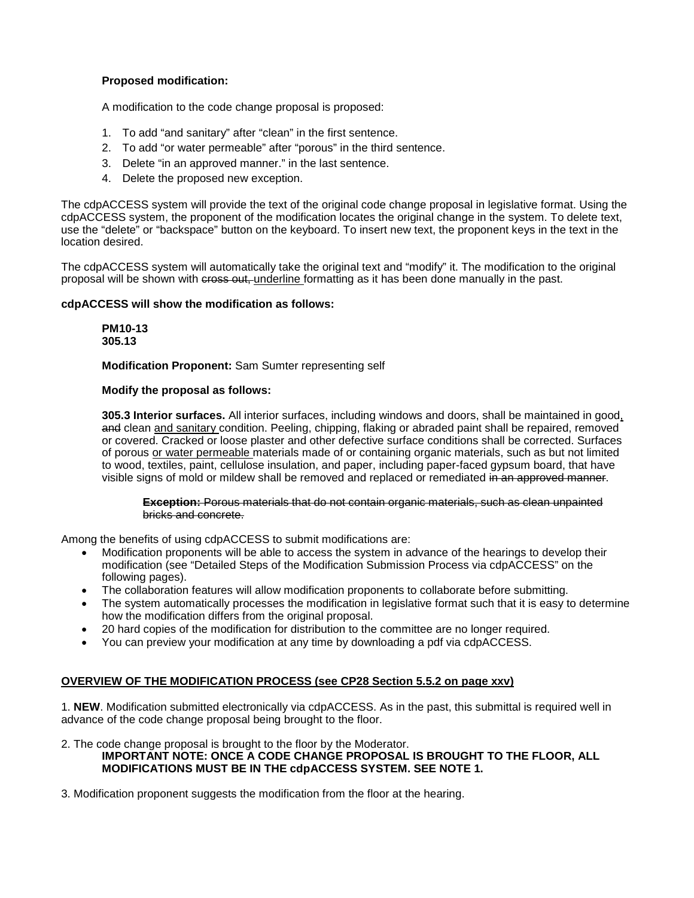**Proposed modification:**

A modification to the code change proposal is proposed:

1. To add "and sanitary" after "clean" in the first sentence.
2. To add "or water permeable" after "porous" in the third sentence.
3. Delete "in an approved manner." in the last sentence.
4. Delete the proposed new exception.

The cdpACCESS system will provide the text of the original code change proposal in legislative format. Using the cdpACCESS system, the proponent of the modification locates the original change in the system. To delete text, use the "delete" or "backspace" button on the keyboard. To insert new text, the proponent keys in the text in the location desired.

The cdpACCESS system will automatically take the original text and "modify" it. The modification to the original proposal will be shown with ~~cross out,~~ <u>underline</u> formatting as it has been done manually in the past.

**cdpACCESS will show the modification as follows:**

**PM10-13**
**305.13**

**Modification Proponent:** Sam Sumter representing self

**Modify the proposal as follows:**

**305.3 Interior surfaces.** All interior surfaces, including windows and doors, shall be maintained in good<u>,</u> ~~and~~ clean <u>and sanitary</u> condition. Peeling, chipping, flaking or abraded paint shall be repaired, removed or covered. Cracked or loose plaster and other defective surface conditions shall be corrected. Surfaces of porous <u>or water permeable</u> materials made of or containing organic materials, such as but not limited to wood, textiles, paint, cellulose insulation, and paper, including paper-faced gypsum board, that have visible signs of mold or mildew shall be removed and replaced or remediated ~~in an approved manner~~.

> ~~**Exception:** Porous materials that do not contain organic materials, such as clean unpainted bricks and concrete.~~

Among the benefits of using cdpACCESS to submit modifications are:

- Modification proponents will be able to access the system in advance of the hearings to develop their modification (see "Detailed Steps of the Modification Submission Process via cdpACCESS" on the following pages).
- The collaboration features will allow modification proponents to collaborate before submitting.
- The system automatically processes the modification in legislative format such that it is easy to determine how the modification differs from the original proposal.
- 20 hard copies of the modification for distribution to the committee are no longer required.
- You can preview your modification at any time by downloading a pdf via cdpACCESS.

**<u>OVERVIEW OF THE MODIFICATION PROCESS (see CP28 Section 5.5.2 on page xxv)</u>**

1. **NEW**. Modification submitted electronically via cdpACCESS. As in the past, this submittal is required well in advance of the code change proposal being brought to the floor.

2. The code change proposal is brought to the floor by the Moderator.
   **IMPORTANT NOTE: ONCE A CODE CHANGE PROPOSAL IS BROUGHT TO THE FLOOR, ALL MODIFICATIONS MUST BE IN THE cdpACCESS SYSTEM. SEE NOTE 1.**

3. Modification proponent suggests the modification from the floor at the hearing.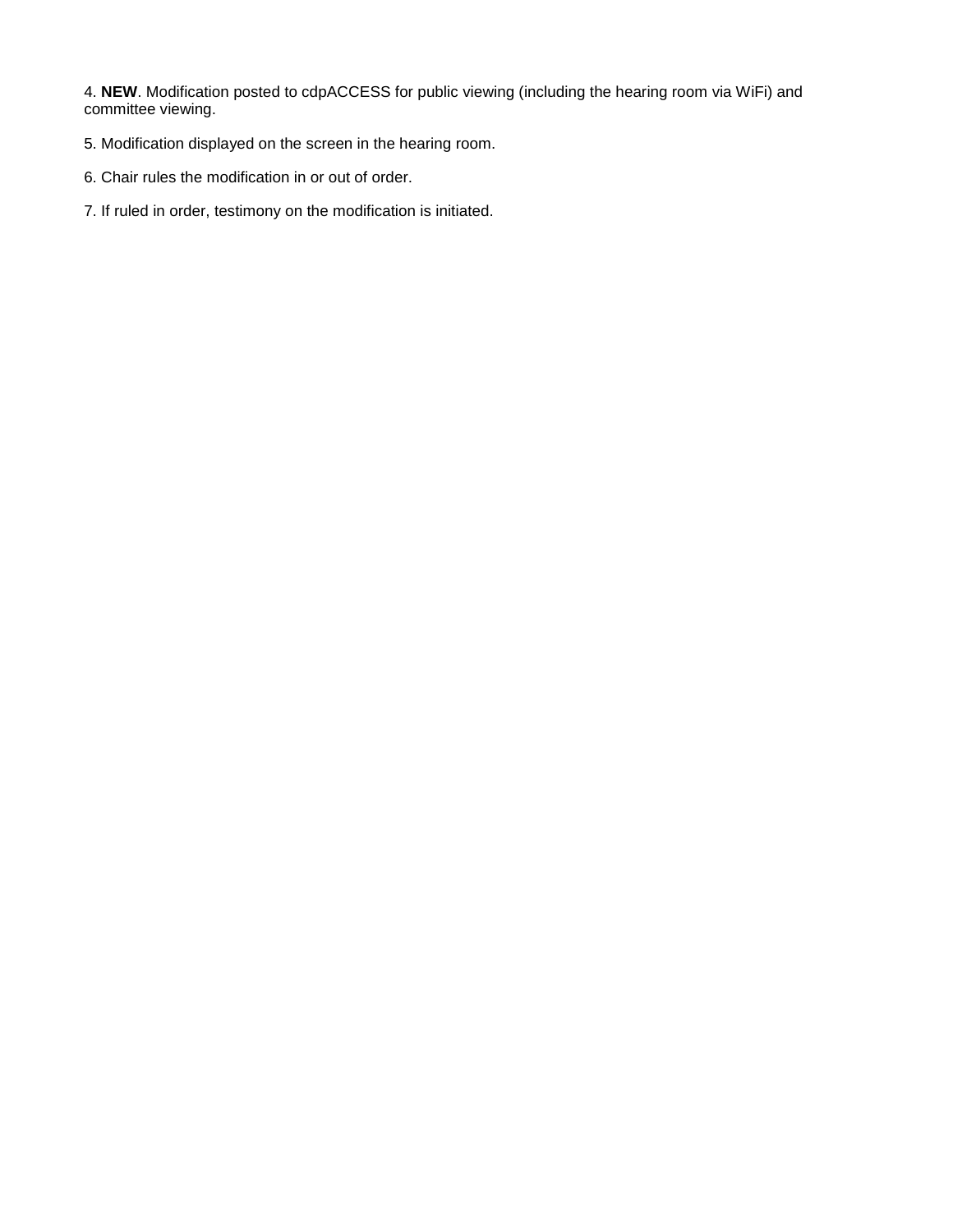4. **NEW**. Modification posted to cdpACCESS for public viewing (including the hearing room via WiFi) and committee viewing.

5. Modification displayed on the screen in the hearing room.

6. Chair rules the modification in or out of order.

7. If ruled in order, testimony on the modification is initiated.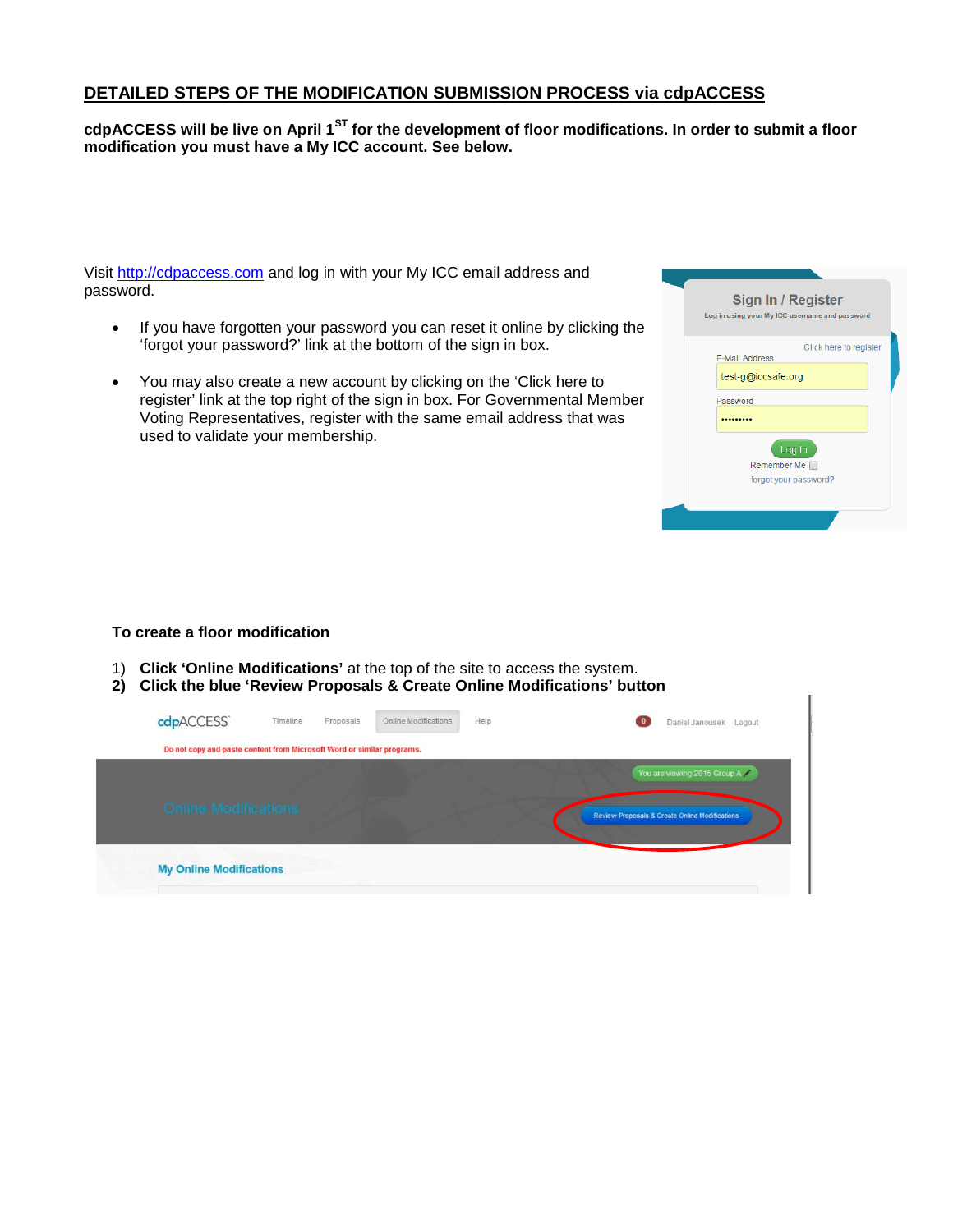## DETAILED STEPS OF THE MODIFICATION SUBMISSION PROCESS via cdpACCESS

**cdpACCESS will be live on April 1ST for the development of floor modifications. In order to submit a floor modification you must have a My ICC account. See below.**

Visit http://cdpaccess.com and log in with your My ICC email address and password.

- If you have forgotten your password you can reset it online by clicking the 'forgot your password?' link at the bottom of the sign in box.
- You may also create a new account by clicking on the 'Click here to register' link at the top right of the sign in box. For Governmental Member Voting Representatives, register with the same email address that was used to validate your membership.

**To create a floor modification**

1) **Click 'Online Modifications'** at the top of the site to access the system.
2) **Click the blue 'Review Proposals & Create Online Modifications' button**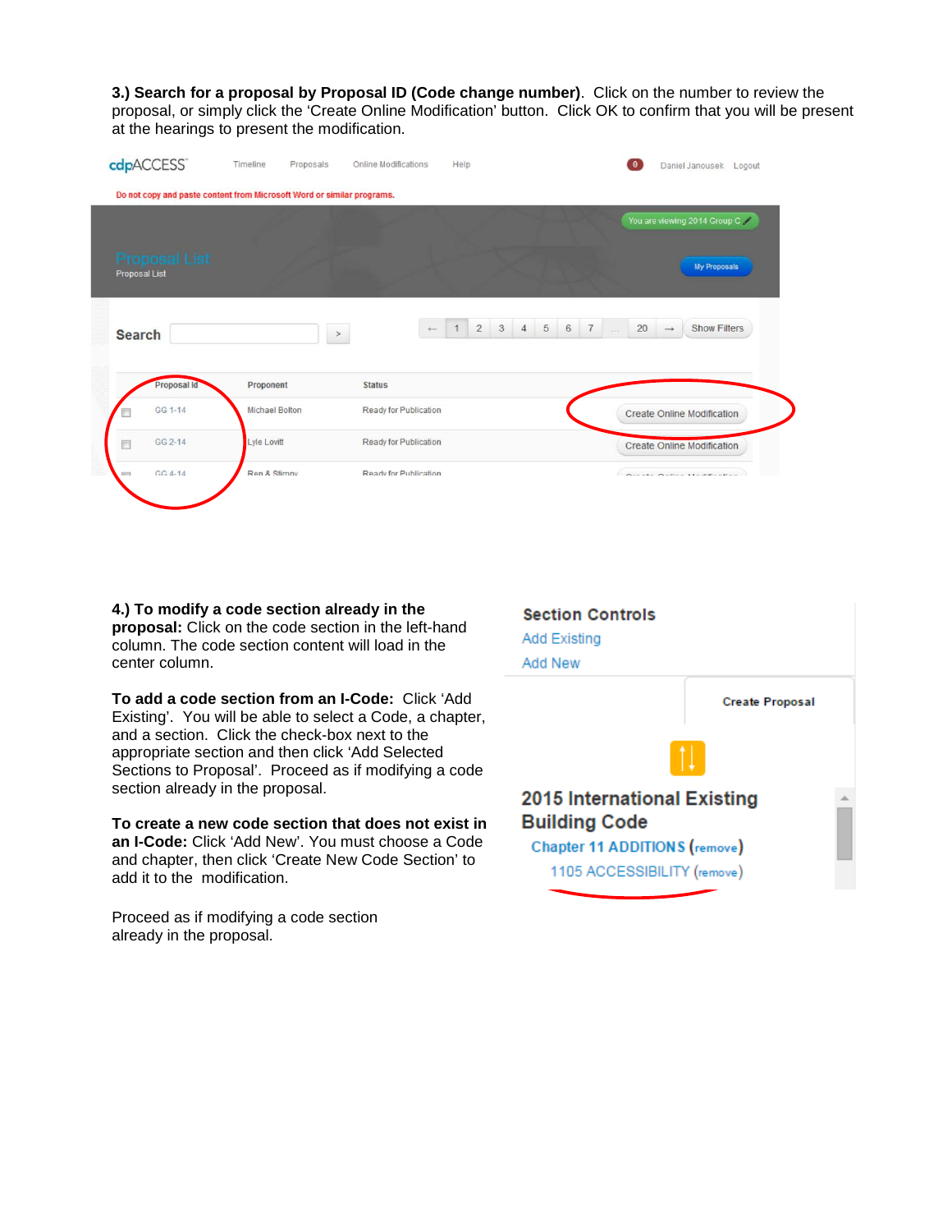**3.) Search for a proposal by Proposal ID (Code change number)**. Click on the number to review the proposal, or simply click the 'Create Online Modification' button. Click OK to confirm that you will be present at the hearings to present the modification.

**4.) To modify a code section already in the proposal:** Click on the code section in the left-hand column. The code section content will load in the center column.

**To add a code section from an I-Code:** Click 'Add Existing'. You will be able to select a Code, a chapter, and a section. Click the check-box next to the appropriate section and then click 'Add Selected Sections to Proposal'. Proceed as if modifying a code section already in the proposal.

**To create a new code section that does not exist in an I-Code:** Click 'Add New'. You must choose a Code and chapter, then click 'Create New Code Section' to add it to the modification.

Proceed as if modifying a code section already in the proposal.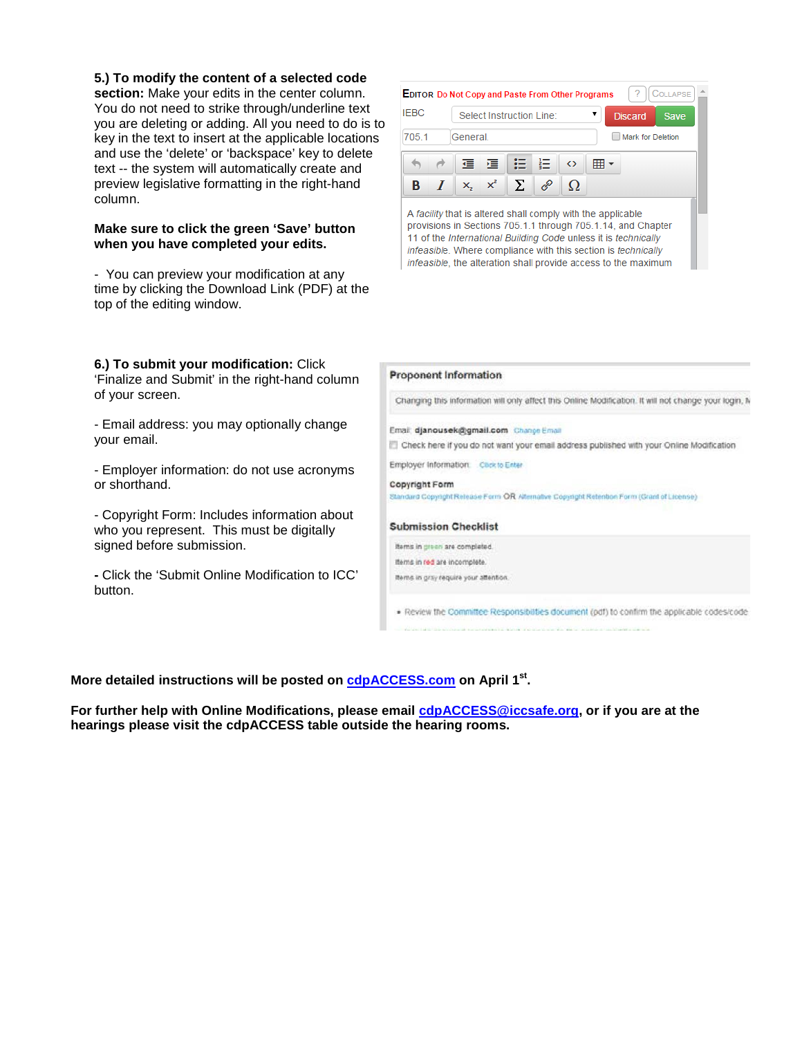**5.) To modify the content of a selected code section:** Make your edits in the center column. You do not need to strike through/underline text you are deleting or adding. All you need to do is to key in the text to insert at the applicable locations and use the 'delete' or 'backspace' key to delete text -- the system will automatically create and preview legislative formatting in the right-hand column.

**Make sure to click the green 'Save' button when you have completed your edits.**

- You can preview your modification at any time by clicking the Download Link (PDF) at the top of the editing window.

**6.) To submit your modification:** Click 'Finalize and Submit' in the right-hand column of your screen.

- Email address: you may optionally change your email.

- Employer information: do not use acronyms or shorthand.

- Copyright Form: Includes information about who you represent. This must be digitally signed before submission.

- Click the 'Submit Online Modification to ICC' button.

**More detailed instructions will be posted on [cdpACCESS.com](http://cdpACCESS.com) on April 1st.**

**For further help with Online Modifications, please email [cdpACCESS@iccsafe.org](mailto:cdpACCESS@iccsafe.org), or if you are at the hearings please visit the cdpACCESS table outside the hearing rooms.**